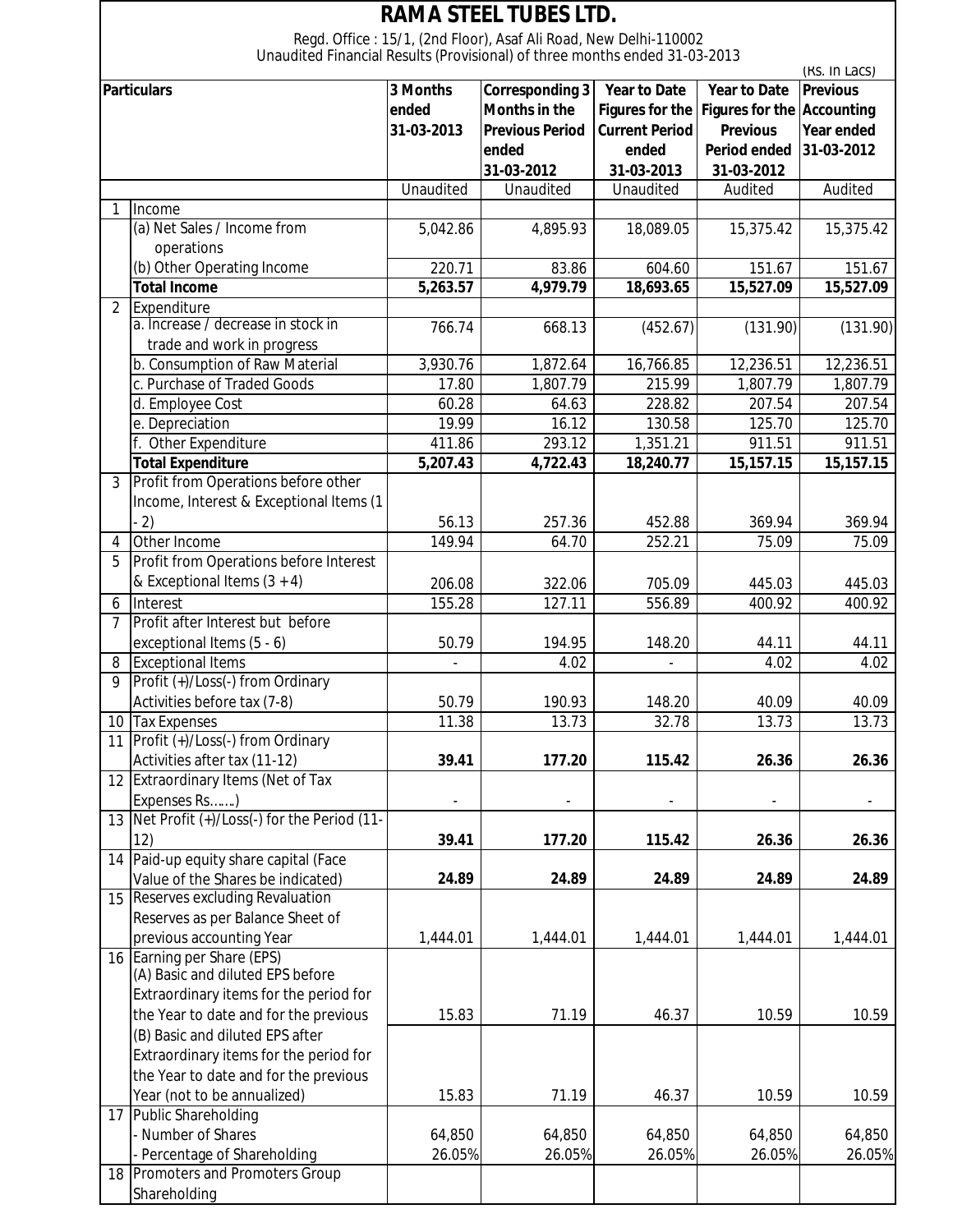# RAMA STEEL TUBES LTD.

Regd. Office : 15/1, (2nd Floor), Asaf Ali Road, New Delhi-110002

Unaudited Financial Results (Provisional) of three months ended 31-03-2013

(Rs. In Lacs)

| | Particulars | 3 Months ended 31-03-2013 | Corresponding 3 Months in the Previous Period ended 31-03-2012 | Year to Date Figures for the Current Period ended 31-03-2013 | Year to Date Figures for the Previous Period ended 31-03-2012 | Previous Accounting Year ended 31-03-2012 |
|---|---|---|---|---|---|---|
| | | Unaudited | Unaudited | Unaudited | Audited | Audited |
| 1 | Income | | | | | |
| | (a) Net Sales / Income from operations | 5,042.86 | 4,895.93 | 18,089.05 | 15,375.42 | 15,375.42 |
| | (b) Other Operating Income | 220.71 | 83.86 | 604.60 | 151.67 | 151.67 |
| | **Total Income** | **5,263.57** | **4,979.79** | **18,693.65** | **15,527.09** | **15,527.09** |
| 2 | Expenditure | | | | | |
| | a. Increase / decrease in stock in trade and work in progress | 766.74 | 668.13 | (452.67) | (131.90) | (131.90) |
| | b. Consumption of Raw Material | 3,930.76 | 1,872.64 | 16,766.85 | 12,236.51 | 12,236.51 |
| | c. Purchase of Traded Goods | 17.80 | 1,807.79 | 215.99 | 1,807.79 | 1,807.79 |
| | d. Employee Cost | 60.28 | 64.63 | 228.82 | 207.54 | 207.54 |
| | e. Depreciation | 19.99 | 16.12 | 130.58 | 125.70 | 125.70 |
| | f. Other Expenditure | 411.86 | 293.12 | 1,351.21 | 911.51 | 911.51 |
| | **Total Expenditure** | **5,207.43** | **4,722.43** | **18,240.77** | **15,157.15** | **15,157.15** |
| 3 | Profit from Operations before other Income, Interest & Exceptional Items (1 - 2) | 56.13 | 257.36 | 452.88 | 369.94 | 369.94 |
| 4 | Other Income | 149.94 | 64.70 | 252.21 | 75.09 | 75.09 |
| 5 | Profit from Operations before Interest & Exceptional Items (3 + 4) | 206.08 | 322.06 | 705.09 | 445.03 | 445.03 |
| 6 | Interest | 155.28 | 127.11 | 556.89 | 400.92 | 400.92 |
| 7 | Profit after Interest but before exceptional Items (5 - 6) | 50.79 | 194.95 | 148.20 | 44.11 | 44.11 |
| 8 | Exceptional Items | - | 4.02 | - | 4.02 | 4.02 |
| 9 | Profit (+)/Loss(-) from Ordinary Activities before tax (7-8) | 50.79 | 190.93 | 148.20 | 40.09 | 40.09 |
| 10 | Tax Expenses | 11.38 | 13.73 | 32.78 | 13.73 | 13.73 |
| 11 | Profit (+)/Loss(-) from Ordinary Activities after tax (11-12) | **39.41** | **177.20** | **115.42** | **26.36** | **26.36** |
| 12 | Extraordinary Items (Net of Tax Expenses Rs.......) | - | - | - | - | - |
| 13 | Net Profit (+)/Loss(-) for the Period (11-12) | **39.41** | **177.20** | **115.42** | **26.36** | **26.36** |
| 14 | Paid-up equity share capital (Face Value of the Shares be indicated) | **24.89** | **24.89** | **24.89** | **24.89** | **24.89** |
| 15 | Reserves excluding Revaluation Reserves as per Balance Sheet of previous accounting Year | 1,444.01 | 1,444.01 | 1,444.01 | 1,444.01 | 1,444.01 |
| 16 | Earning per Share (EPS) | | | | | |
| | (A) Basic and diluted EPS before Extraordinary items for the period for the Year to date and for the previous | 15.83 | 71.19 | 46.37 | 10.59 | 10.59 |
| | (B) Basic and diluted EPS after Extraordinary items for the period for the Year to date and for the previous Year (not to be annualized) | 15.83 | 71.19 | 46.37 | 10.59 | 10.59 |
| 17 | Public Shareholding | | | | | |
| | - Number of Shares | 64,850 | 64,850 | 64,850 | 64,850 | 64,850 |
| | - Percentage of Shareholding | 26.05% | 26.05% | 26.05% | 26.05% | 26.05% |
| 18 | Promoters and Promoters Group Shareholding | | | | | |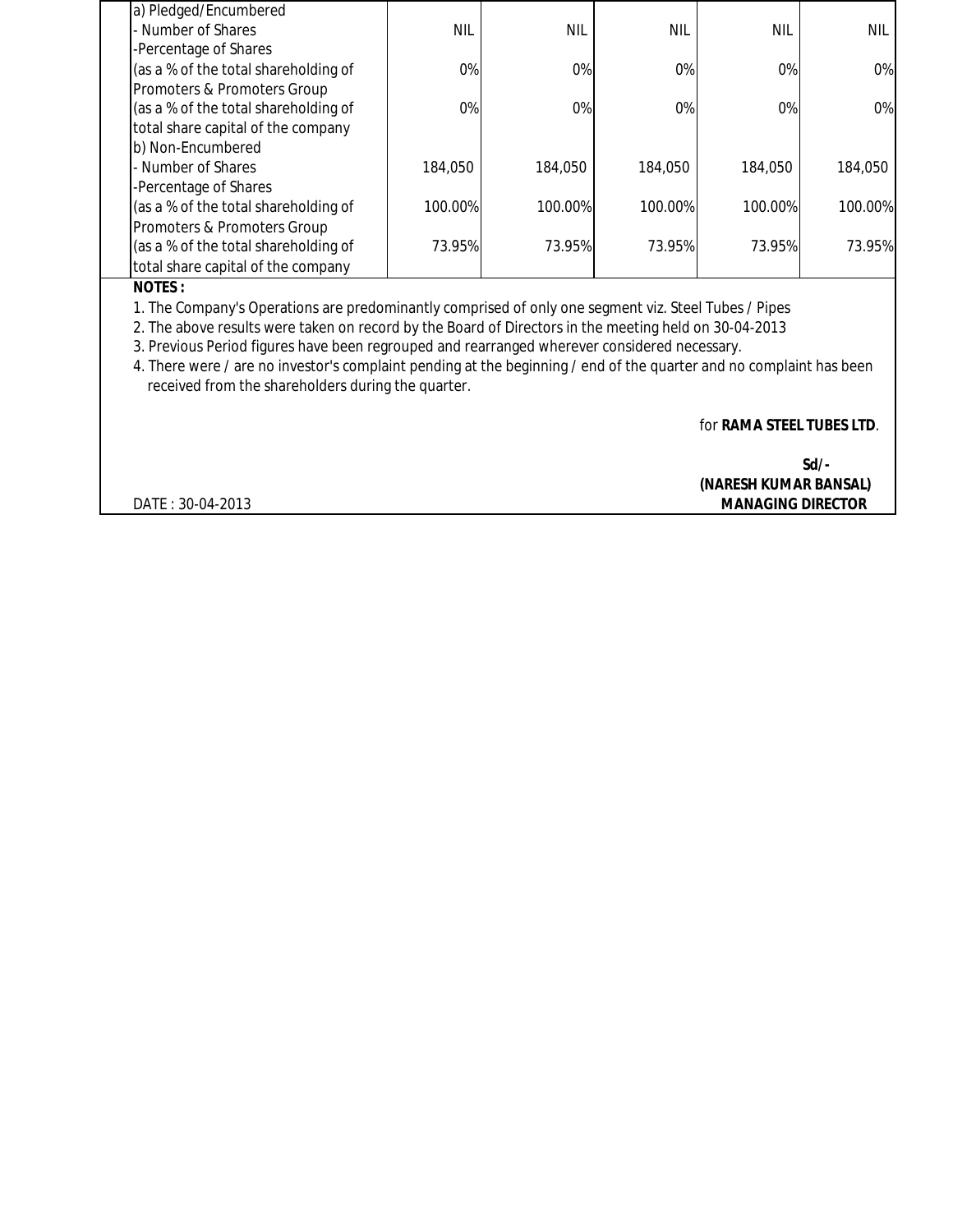| | | | | | |
|---|---|---|---|---|---|
| a) Pledged/Encumbered | | | | | |
| - Number of Shares | NIL | NIL | NIL | NIL | NIL |
| -Percentage of Shares | | | | | |
| (as a % of the total shareholding of Promoters & Promoters Group | 0% | 0% | 0% | 0% | 0% |
| (as a % of the total shareholding of total share capital of the company | 0% | 0% | 0% | 0% | 0% |
| b) Non-Encumbered | | | | | |
| - Number of Shares | 184,050 | 184,050 | 184,050 | 184,050 | 184,050 |
| -Percentage of Shares | | | | | |
| (as a % of the total shareholding of Promoters & Promoters Group | 100.00% | 100.00% | 100.00% | 100.00% | 100.00% |
| (as a % of the total shareholding of total share capital of the company | 73.95% | 73.95% | 73.95% | 73.95% | 73.95% |

**NOTES :**

1. The Company's Operations are predominantly comprised of only one segment viz. Steel Tubes / Pipes
2. The above results were taken on record by the Board of Directors in the meeting held on 30-04-2013
3. Previous Period figures have been regrouped and rearranged wherever considered necessary.
4. There were / are no investor's complaint pending at the beginning / end of the quarter and no complaint has been received from the shareholders during the quarter.

for **RAMA STEEL TUBES LTD**.

**Sd/-**
**(NARESH KUMAR BANSAL)**
**MANAGING DIRECTOR**

DATE : 30-04-2013